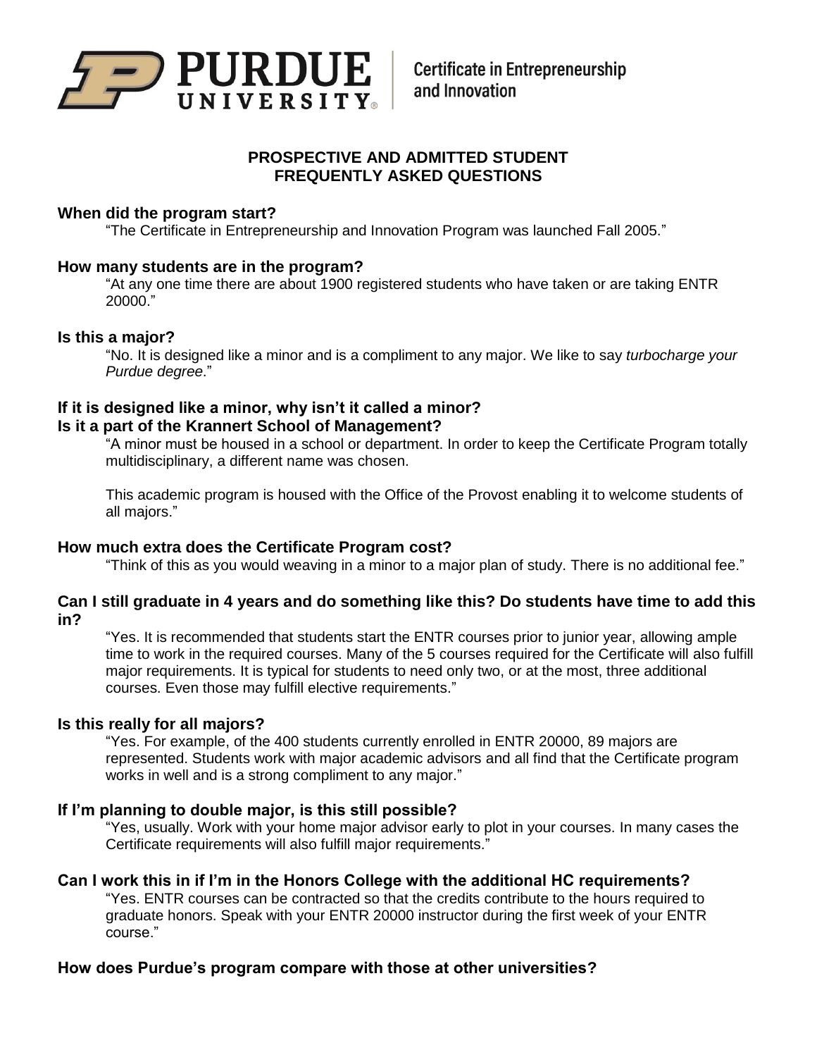Purdue University | Certificate in Entrepreneurship and Innovation

# PROSPECTIVE AND ADMITTED STUDENT FREQUENTLY ASKED QUESTIONS

### When did the program start?

"The Certificate in Entrepreneurship and Innovation Program was launched Fall 2005."

### How many students are in the program?

"At any one time there are about 1900 registered students who have taken or are taking ENTR 20000."

### Is this a major?

"No. It is designed like a minor and is a compliment to any major. We like to say *turbocharge your Purdue degree*."

### If it is designed like a minor, why isn't it called a minor?
### Is it a part of the Krannert School of Management?

"A minor must be housed in a school or department. In order to keep the Certificate Program totally multidisciplinary, a different name was chosen.

This academic program is housed with the Office of the Provost enabling it to welcome students of all majors."

### How much extra does the Certificate Program cost?

"Think of this as you would weaving in a minor to a major plan of study. There is no additional fee."

### Can I still graduate in 4 years and do something like this? Do students have time to add this in?

"Yes. It is recommended that students start the ENTR courses prior to junior year, allowing ample time to work in the required courses. Many of the 5 courses required for the Certificate will also fulfill major requirements. It is typical for students to need only two, or at the most, three additional courses. Even those may fulfill elective requirements."

### Is this really for all majors?

"Yes. For example, of the 400 students currently enrolled in ENTR 20000, 89 majors are represented. Students work with major academic advisors and all find that the Certificate program works in well and is a strong compliment to any major."

### If I'm planning to double major, is this still possible?

"Yes, usually. Work with your home major advisor early to plot in your courses. In many cases the Certificate requirements will also fulfill major requirements."

### Can I work this in if I'm in the Honors College with the additional HC requirements?

"Yes. ENTR courses can be contracted so that the credits contribute to the hours required to graduate honors. Speak with your ENTR 20000 instructor during the first week of your ENTR course."

### How does Purdue's program compare with those at other universities?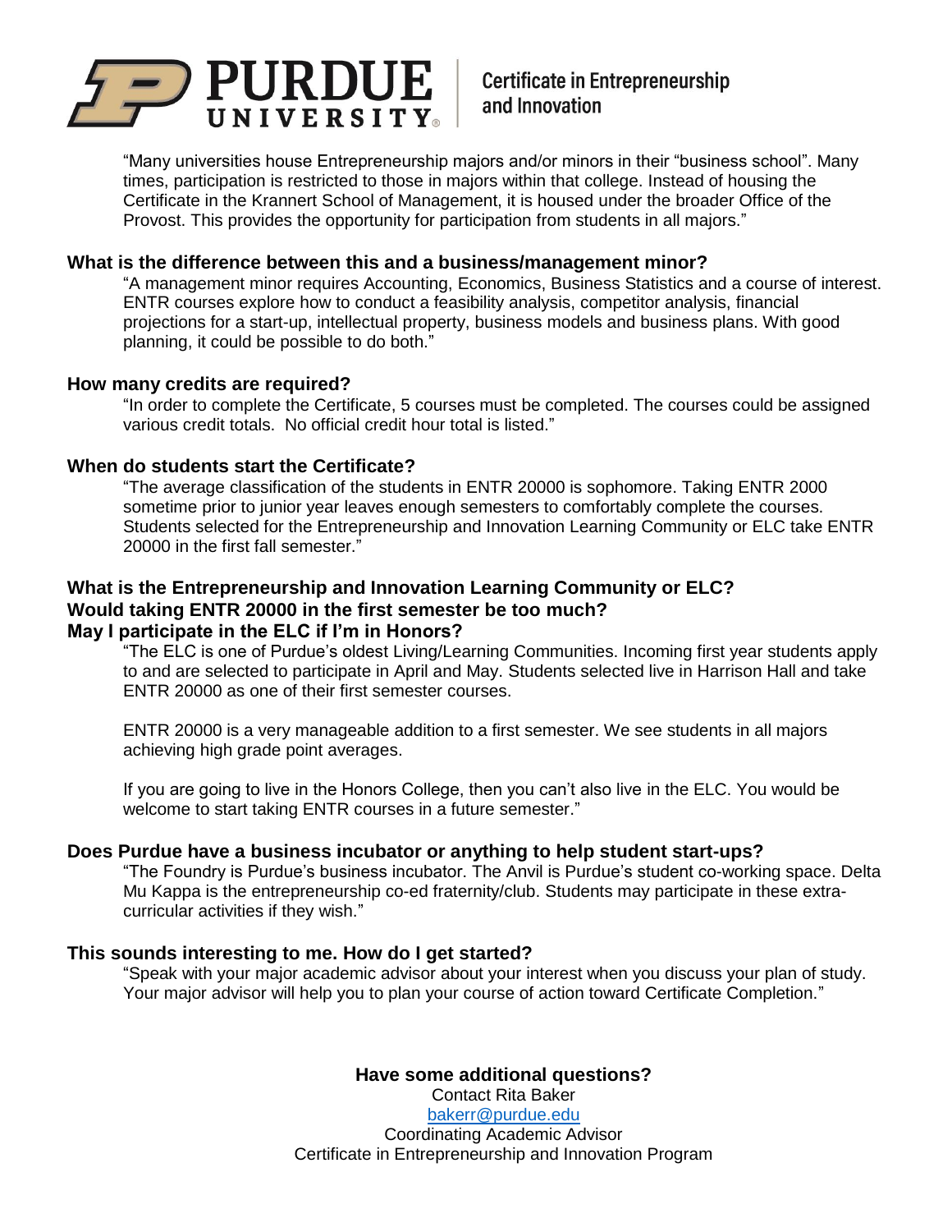"Many universities house Entrepreneurship majors and/or minors in their "business school". Many times, participation is restricted to those in majors within that college. Instead of housing the Certificate in the Krannert School of Management, it is housed under the broader Office of the Provost. This provides the opportunity for participation from students in all majors."

**What is the difference between this and a business/management minor?**

"A management minor requires Accounting, Economics, Business Statistics and a course of interest. ENTR courses explore how to conduct a feasibility analysis, competitor analysis, financial projections for a start-up, intellectual property, business models and business plans. With good planning, it could be possible to do both."

**How many credits are required?**

"In order to complete the Certificate, 5 courses must be completed. The courses could be assigned various credit totals. No official credit hour total is listed."

**When do students start the Certificate?**

"The average classification of the students in ENTR 20000 is sophomore. Taking ENTR 2000 sometime prior to junior year leaves enough semesters to comfortably complete the courses. Students selected for the Entrepreneurship and Innovation Learning Community or ELC take ENTR 20000 in the first fall semester."

**What is the Entrepreneurship and Innovation Learning Community or ELC?**
**Would taking ENTR 20000 in the first semester be too much?**
**May I participate in the ELC if I'm in Honors?**

"The ELC is one of Purdue's oldest Living/Learning Communities. Incoming first year students apply to and are selected to participate in April and May. Students selected live in Harrison Hall and take ENTR 20000 as one of their first semester courses.

ENTR 20000 is a very manageable addition to a first semester. We see students in all majors achieving high grade point averages.

If you are going to live in the Honors College, then you can't also live in the ELC. You would be welcome to start taking ENTR courses in a future semester."

**Does Purdue have a business incubator or anything to help student start-ups?**

"The Foundry is Purdue's business incubator. The Anvil is Purdue's student co-working space. Delta Mu Kappa is the entrepreneurship co-ed fraternity/club. Students may participate in these extra-curricular activities if they wish."

**This sounds interesting to me. How do I get started?**

"Speak with your major academic advisor about your interest when you discuss your plan of study. Your major advisor will help you to plan your course of action toward Certificate Completion."

**Have some additional questions?**

Contact Rita Baker
bakerr@purdue.edu
Coordinating Academic Advisor
Certificate in Entrepreneurship and Innovation Program